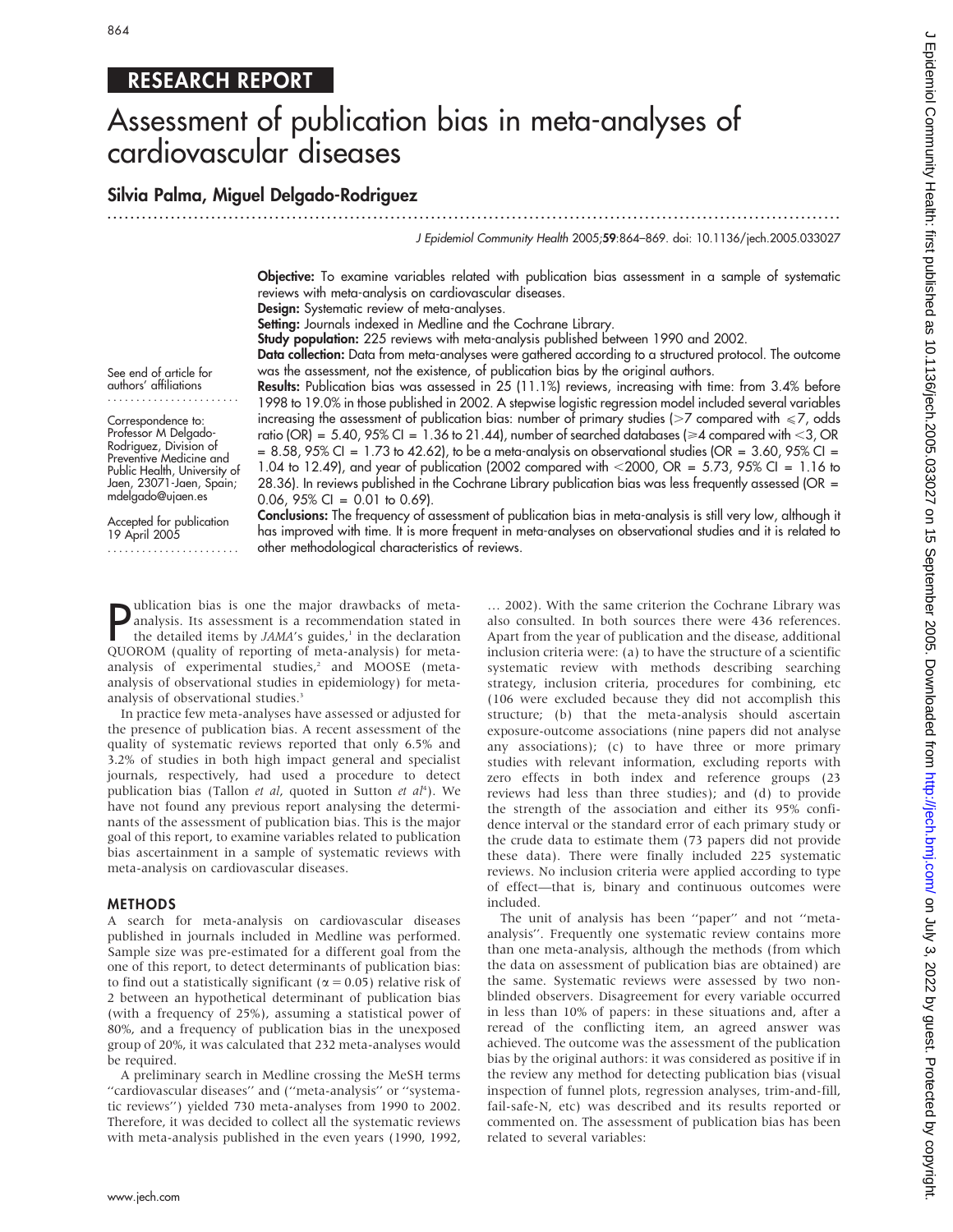## RESEARCH REPORT

# Assessment of publication bias in meta-analyses of cardiovascular diseases

**Silvia Palma, Miguel Delgado-Rodriguez**

See end of article for authors' affiliations

Correspondence to: Professor M Delgado-Rodriguez, Division of Preventive Medicine and Public Health, University of Jaen, 23071-Jaen, Spain; mdelgado@ujaen.es

Accepted for publication 19 April 2005

**Objective:** To examine variables related with publication bias assessment in a sample of systematic reviews with meta-analysis on cardiovascular diseases.

**Design:** Systematic review of meta-analyses.

**Setting:** Journals indexed in Medline and the Cochrane Library.

**Study population:** 225 reviews with meta-analysis published between 1990 and 2002.

**Data collection:** Data from meta-analyses were gathered according to a structured protocol. The outcome was the assessment, not the existence, of publication bias by the original authors.

**Results:** Publication bias was assessed in 25 (11.1%) reviews, increasing with time: from 3.4% before 1998 to 19.0% in those published in 2002. A stepwise logistic regression model included several variables increasing the assessment of publication bias: number of primary studies (>7 compared with ⩽7, odds ratio (OR) = 5.40, 95% CI = 1.36 to 21.44), number of searched databases (⩾4 compared with <3, OR = 8.58, 95% CI = 1.73 to 42.62), to be a meta-analysis on observational studies (OR = 3.60, 95% CI = 1.04 to 12.49), and year of publication (2002 compared with <2000, OR = 5.73, 95% CI = 1.16 to 28.36). In reviews published in the Cochrane Library publication bias was less frequently assessed (OR = 0.06, 95% CI = 0.01 to 0.69).

**Conclusions:** The frequency of assessment of publication bias in meta-analysis is still very low, although it has improved with time. It is more frequent in meta-analyses on observational studies and it is related to other methodological characteristics of reviews.

Publication bias is one the major drawbacks of meta-analysis. Its assessment is a recommendation stated in the detailed items by *JAMA*'s guides,[1] in the declaration QUOROM (quality of reporting of meta-analysis) for meta-analysis of experimental studies,[2] and MOOSE (meta-analysis of observational studies in epidemiology) for meta-analysis of observational studies.[3]

In practice few meta-analyses have assessed or adjusted for the presence of publication bias. A recent assessment of the quality of systematic reviews reported that only 6.5% and 3.2% of studies in both high impact general and specialist journals, respectively, had used a procedure to detect publication bias (Tallon *et al*, quoted in Sutton *et al*[4]). We have not found any previous report analysing the determinants of the assessment of publication bias. This is the major goal of this report, to examine variables related to publication bias ascertainment in a sample of systematic reviews with meta-analysis on cardiovascular diseases.

## METHODS

A search for meta-analysis on cardiovascular diseases published in journals included in Medline was performed. Sample size was pre-estimated for a different goal from the one of this report, to detect determinants of publication bias: to find out a statistically significant ($\alpha = 0.05$) relative risk of 2 between an hypothetical determinant of publication bias (with a frequency of 25%), assuming a statistical power of 80%, and a frequency of publication bias in the unexposed group of 20%, it was calculated that 232 meta-analyses would be required.

A preliminary search in Medline crossing the MeSH terms ''cardiovascular diseases'' and (''meta-analysis'' or ''systematic reviews'') yielded 730 meta-analyses from 1990 to 2002. Therefore, it was decided to collect all the systematic reviews with meta-analysis published in the even years (1990, 1992, … 2002). With the same criterion the Cochrane Library was also consulted. In both sources there were 436 references. Apart from the year of publication and the disease, additional inclusion criteria were: (a) to have the structure of a scientific systematic review with methods describing searching strategy, inclusion criteria, procedures for combining, etc (106 were excluded because they did not accomplish this structure; (b) that the meta-analysis should ascertain exposure-outcome associations (nine papers did not analyse any associations); (c) to have three or more primary studies with relevant information, excluding reports with zero effects in both index and reference groups (23 reviews had less than three studies); and (d) to provide the strength of the association and either its 95% confidence interval or the standard error of each primary study or the crude data to estimate them (73 papers did not provide these data). There were finally included 225 systematic reviews. No inclusion criteria were applied according to type of effect—that is, binary and continuous outcomes were included.

The unit of analysis has been ''paper'' and not ''meta-analysis''. Frequently one systematic review contains more than one meta-analysis, although the methods (from which the data on assessment of publication bias are obtained) are the same. Systematic reviews were assessed by two non-blinded observers. Disagreement for every variable occurred in less than 10% of papers: in these situations and, after a reread of the conflicting item, an agreed answer was achieved. The outcome was the assessment of the publication bias by the original authors: it was considered as positive if in the review any method for detecting publication bias (visual inspection of funnel plots, regression analyses, trim-and-fill, fail-safe-N, etc) was described and its results reported or commented on. The assessment of publication bias has been related to several variables: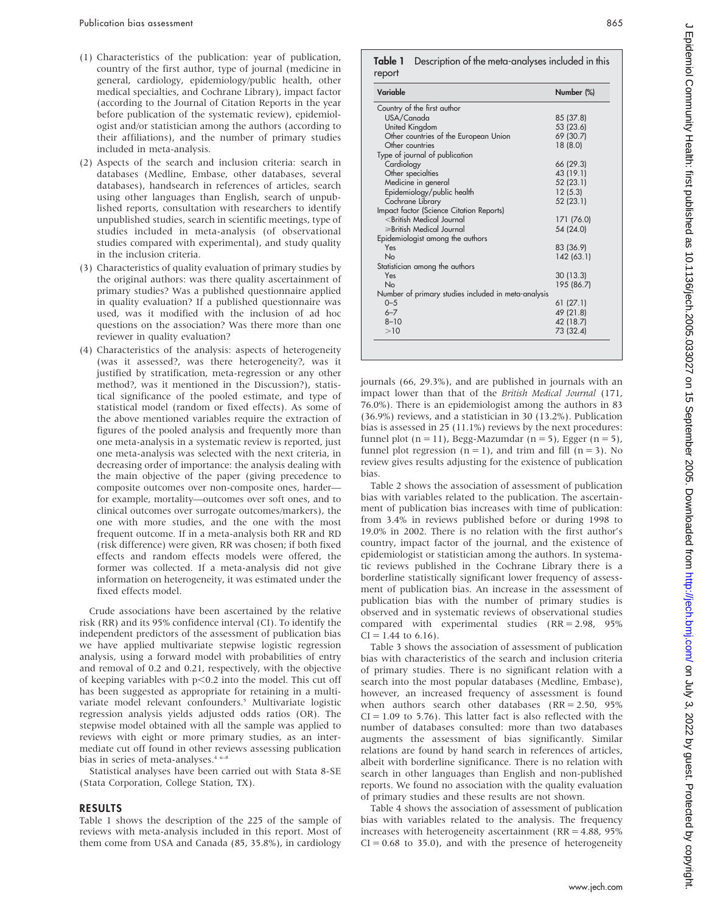(1) Characteristics of the publication: year of publication, country of the first author, type of journal (medicine in general, cardiology, epidemiology/public health, other medical specialties, and Cochrane Library), impact factor (according to the Journal of Citation Reports in the year before publication of the systematic review), epidemiologist and/or statistician among the authors (according to their affiliations), and the number of primary studies included in meta-analysis.
(2) Aspects of the search and inclusion criteria: search in databases (Medline, Embase, other databases, several databases), handsearch in references of articles, search using other languages than English, search of unpublished reports, consultation with researchers to identify unpublished studies, search in scientific meetings, type of studies included in meta-analysis (of observational studies compared with experimental), and study quality in the inclusion criteria.
(3) Characteristics of quality evaluation of primary studies by the original authors: was there quality ascertainment of primary studies? Was a published questionnaire applied in quality evaluation? If a published questionnaire was used, was it modified with the inclusion of ad hoc questions on the association? Was there more than one reviewer in quality evaluation?
(4) Characteristics of the analysis: aspects of heterogeneity (was it assessed?, was there heterogeneity?, was it justified by stratification, meta-regression or any other method?, was it mentioned in the Discussion?), statistical significance of the pooled estimate, and type of statistical model (random or fixed effects). As some of the above mentioned variables require the extraction of figures of the pooled analysis and frequently more than one meta-analysis in a systematic review is reported, just one meta-analysis was selected with the next criteria, in decreasing order of importance: the analysis dealing with the main objective of the paper (giving precedence to composite outcomes over non-composite ones, harder—for example, mortality—outcomes over soft ones, and to clinical outcomes over surrogate outcomes/markers), the one with more studies, and the one with the most frequent outcome. If in a meta-analysis both RR and RD (risk difference) were given, RR was chosen; if both fixed effects and random effects models were offered, the former was collected. If a meta-analysis did not give information on heterogeneity, it was estimated under the fixed effects model.

Crude associations have been ascertained by the relative risk (RR) and its 95% confidence interval (CI). To identify the independent predictors of the assessment of publication bias we have applied multivariate stepwise logistic regression analysis, using a forward model with probabilities of entry and removal of 0.2 and 0.21, respectively, with the objective of keeping variables with $p<0.2$ into the model. This cut off has been suggested as appropriate for retaining in a multivariate model relevant confounders.[5] Multivariate logistic regression analysis yields adjusted odds ratios (OR). The stepwise model obtained with all the sample was applied to reviews with eight or more primary studies, as an intermediate cut off found in other reviews assessing publication bias in series of meta-analyses.[4 6–8]

Statistical analyses have been carried out with Stata 8-SE (Stata Corporation, College Station, TX).

## RESULTS

Table 1 shows the description of the 225 of the sample of reviews with meta-analysis included in this report. Most of them come from USA and Canada (85, 35.8%), in cardiology journals (66, 29.3%), and are published in journals with an impact lower than that of the *British Medical Journal* (171, 76.0%). There is an epidemiologist among the authors in 83 (36.9%) reviews, and a statistician in 30 (13.2%). Publication bias is assessed in 25 (11.1%) reviews by the next procedures: funnel plot (n = 11), Begg-Mazumdar (n = 5), Egger (n = 5), funnel plot regression (n = 1), and trim and fill (n = 3). No review gives results adjusting for the existence of publication bias.

Table 2 shows the association of assessment of publication bias with variables related to the publication. The ascertainment of publication bias increases with time of publication: from 3.4% in reviews published before or during 1998 to 19.0% in 2002. There is no relation with the first author's country, impact factor of the journal, and the existence of epidemiologist or statistician among the authors. In systematic reviews published in the Cochrane Library there is a borderline statistically significant lower frequency of assessment of publication bias. An increase in the assessment of publication bias with the number of primary studies is observed and in systematic reviews of observational studies compared with experimental studies (RR = 2.98, 95% CI = 1.44 to 6.16).

Table 3 shows the association of assessment of publication bias with characteristics of the search and inclusion criteria of primary studies. There is no significant relation with a search into the most popular databases (Medline, Embase), however, an increased frequency of assessment is found when authors search other databases (RR = 2.50, 95% CI = 1.09 to 5.76). This latter fact is also reflected with the number of databases consulted: more than two databases augments the assessment of bias significantly. Similar relations are found by hand search in references of articles, albeit with borderline significance. There is no relation with search in other languages than English and non-published reports. We found no association with the quality evaluation of primary studies and these results are not shown.

Table 4 shows the association of assessment of publication bias with variables related to the analysis. The frequency increases with heterogeneity ascertainment (RR = 4.88, 95% CI = 0.68 to 35.0), and with the presence of heterogeneity

**Table 1** Description of the meta-analyses included in this report

| Variable | Number (%) |
|---|---|
| Country of the first author | |
| USA/Canada | 85 (37.8) |
| United Kingdom | 53 (23.6) |
| Other countries of the European Union | 69 (30.7) |
| Other countries | 18 (8.0) |
| Type of journal of publication | |
| Cardiology | 66 (29.3) |
| Other specialties | 43 (19.1) |
| Medicine in general | 52 (23.1) |
| Epidemiology/public health | 12 (5.3) |
| Cochrane Library | 52 (23.1) |
| Impact factor (Science Citation Reports) | |
| <British Medical Journal | 171 (76.0) |
| ≥British Medical Journal | 54 (24.0) |
| Epidemiologist among the authors | |
| Yes | 83 (36.9) |
| No | 142 (63.1) |
| Statistician among the authors | |
| Yes | 30 (13.3) |
| No | 195 (86.7) |
| Number of primary studies included in meta-analysis | |
| 0–5 | 61 (27.1) |
| 6–7 | 49 (21.8) |
| 8–10 | 42 (18.7) |
| >10 | 73 (32.4) |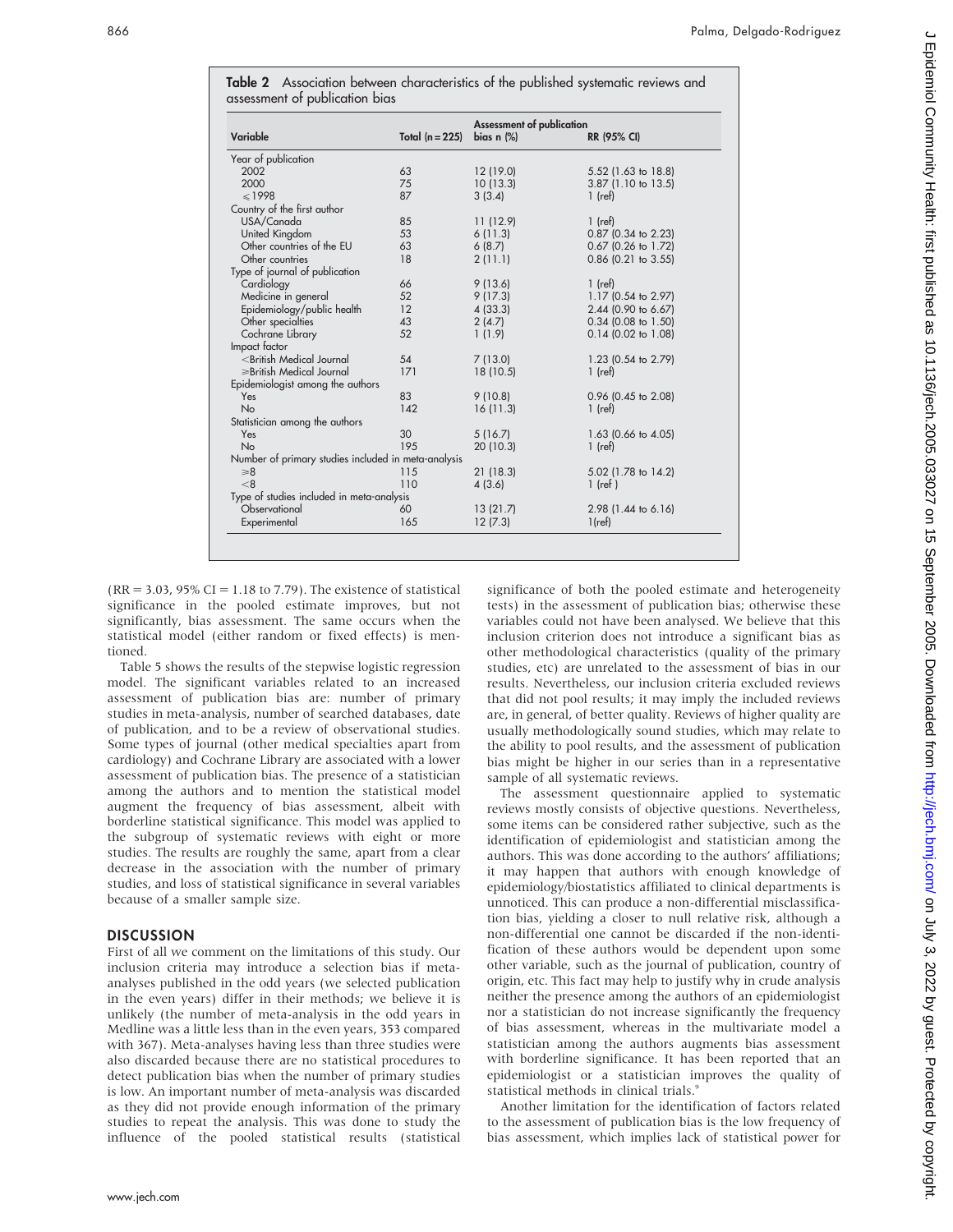**Table 2** Association between characteristics of the published systematic reviews and assessment of publication bias

| Variable | Total (n = 225) | Assessment of publication bias n (%) | RR (95% CI) |
|---|---|---|---|
| Year of publication | | | |
| 2002 | 63 | 12 (19.0) | 5.52 (1.63 to 18.8) |
| 2000 | 75 | 10 (13.3) | 3.87 (1.10 to 13.5) |
| ≤1998 | 87 | 3 (3.4) | 1 (ref) |
| Country of the first author | | | |
| USA/Canada | 85 | 11 (12.9) | 1 (ref) |
| United Kingdom | 53 | 6 (11.3) | 0.87 (0.34 to 2.23) |
| Other countries of the EU | 63 | 6 (8.7) | 0.67 (0.26 to 1.72) |
| Other countries | 18 | 2 (11.1) | 0.86 (0.21 to 3.55) |
| Type of journal of publication | | | |
| Cardiology | 66 | 9 (13.6) | 1 (ref) |
| Medicine in general | 52 | 9 (17.3) | 1.17 (0.54 to 2.97) |
| Epidemiology/public health | 12 | 4 (33.3) | 2.44 (0.90 to 6.67) |
| Other specialties | 43 | 2 (4.7) | 0.34 (0.08 to 1.50) |
| Cochrane Library | 52 | 1 (1.9) | 0.14 (0.02 to 1.08) |
| Impact factor | | | |
| <British Medical Journal | 54 | 7 (13.0) | 1.23 (0.54 to 2.79) |
| ≥British Medical Journal | 171 | 18 (10.5) | 1 (ref) |
| Epidemiologist among the authors | | | |
| Yes | 83 | 9 (10.8) | 0.96 (0.45 to 2.08) |
| No | 142 | 16 (11.3) | 1 (ref) |
| Statistician among the authors | | | |
| Yes | 30 | 5 (16.7) | 1.63 (0.66 to 4.05) |
| No | 195 | 20 (10.3) | 1 (ref) |
| Number of primary studies included in meta-analysis | | | |
| ≥8 | 115 | 21 (18.3) | 5.02 (1.78 to 14.2) |
| <8 | 110 | 4 (3.6) | 1 (ref ) |
| Type of studies included in meta-analysis | | | |
| Observational | 60 | 13 (21.7) | 2.98 (1.44 to 6.16) |
| Experimental | 165 | 12 (7.3) | 1(ref) |

(RR = 3.03, 95% CI = 1.18 to 7.79). The existence of statistical significance in the pooled estimate improves, but not significantly, bias assessment. The same occurs when the statistical model (either random or fixed effects) is mentioned.

Table 5 shows the results of the stepwise logistic regression model. The significant variables related to an increased assessment of publication bias are: number of primary studies in meta-analysis, number of searched databases, date of publication, and to be a review of observational studies. Some types of journal (other medical specialties apart from cardiology) and Cochrane Library are associated with a lower assessment of publication bias. The presence of a statistician among the authors and to mention the statistical model augment the frequency of bias assessment, albeit with borderline statistical significance. This model was applied to the subgroup of systematic reviews with eight or more studies. The results are roughly the same, apart from a clear decrease in the association with the number of primary studies, and loss of statistical significance in several variables because of a smaller sample size.

## DISCUSSION

First of all we comment on the limitations of this study. Our inclusion criteria may introduce a selection bias if meta-analyses published in the odd years (we selected publication in the even years) differ in their methods; we believe it is unlikely (the number of meta-analysis in the odd years in Medline was a little less than in the even years, 353 compared with 367). Meta-analyses having less than three studies were also discarded because there are no statistical procedures to detect publication bias when the number of primary studies is low. An important number of meta-analysis was discarded as they did not provide enough information of the primary studies to repeat the analysis. This was done to study the influence of the pooled statistical results (statistical significance of both the pooled estimate and heterogeneity tests) in the assessment of publication bias; otherwise these variables could not have been analysed. We believe that this inclusion criterion does not introduce a significant bias as other methodological characteristics (quality of the primary studies, etc) are unrelated to the assessment of bias in our results. Nevertheless, our inclusion criteria excluded reviews that did not pool results; it may imply the included reviews are, in general, of better quality. Reviews of higher quality are usually methodologically sound studies, which may relate to the ability to pool results, and the assessment of publication bias might be higher in our series than in a representative sample of all systematic reviews.

The assessment questionnaire applied to systematic reviews mostly consists of objective questions. Nevertheless, some items can be considered rather subjective, such as the identification of epidemiologist and statistician among the authors. This was done according to the authors' affiliations; it may happen that authors with enough knowledge of epidemiology/biostatistics affiliated to clinical departments is unnoticed. This can produce a non-differential misclassification bias, yielding a closer to null relative risk, although a non-differential one cannot be discarded if the non-identification of these authors would be dependent upon some other variable, such as the journal of publication, country of origin, etc. This fact may help to justify why in crude analysis neither the presence among the authors of an epidemiologist nor a statistician do not increase significantly the frequency of bias assessment, whereas in the multivariate model a statistician among the authors augments bias assessment with borderline significance. It has been reported that an epidemiologist or a statistician improves the quality of statistical methods in clinical trials.[9]

Another limitation for the identification of factors related to the assessment of publication bias is the low frequency of bias assessment, which implies lack of statistical power for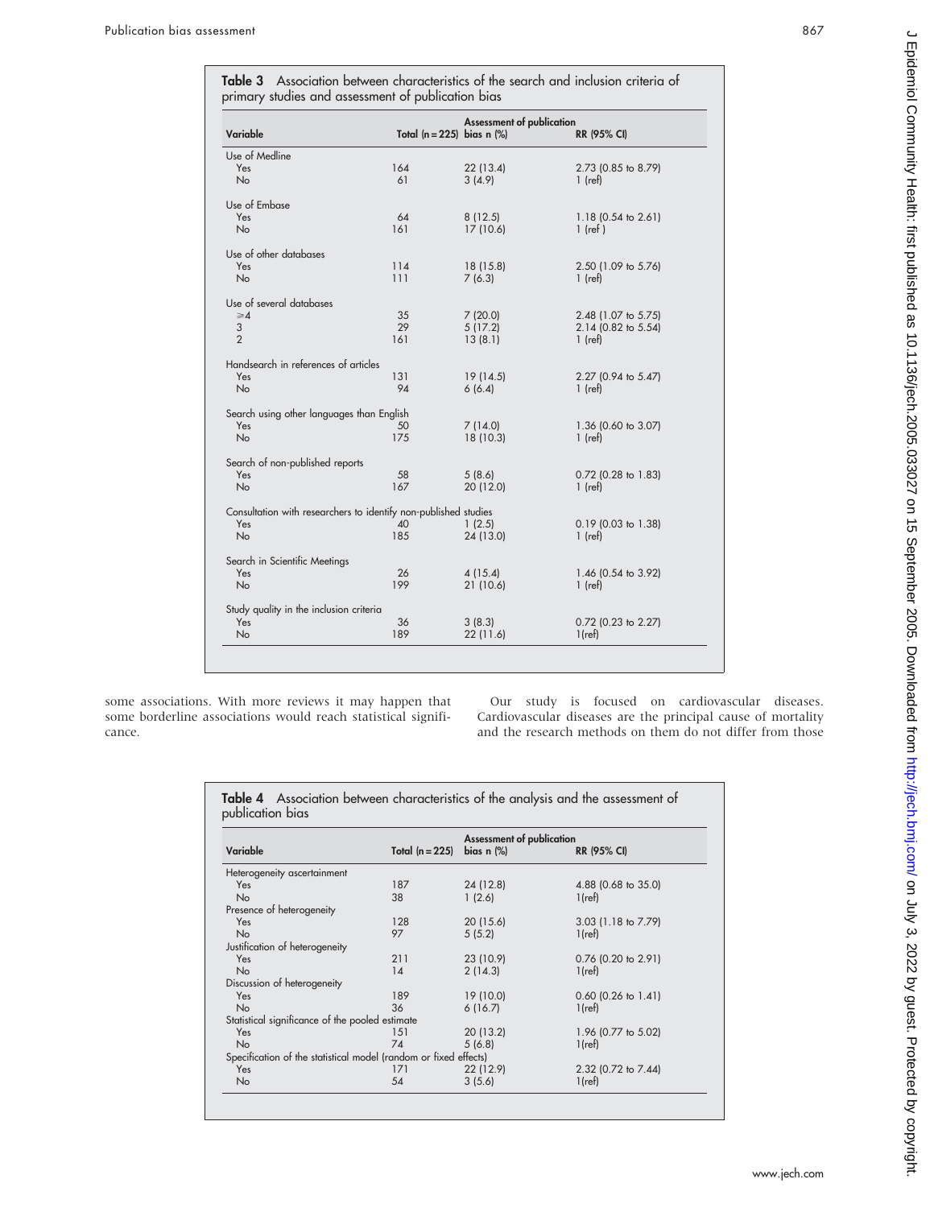**Table 3** Association between characteristics of the search and inclusion criteria of primary studies and assessment of publication bias

| Variable | Total (n = 225) | Assessment of publication bias n (%) | RR (95% CI) |
|---|---|---|---|
| Use of Medline | | | |
| Yes | 164 | 22 (13.4) | 2.73 (0.85 to 8.79) |
| No | 61 | 3 (4.9) | 1 (ref) |
| Use of Embase | | | |
| Yes | 64 | 8 (12.5) | 1.18 (0.54 to 2.61) |
| No | 161 | 17 (10.6) | 1 (ref ) |
| Use of other databases | | | |
| Yes | 114 | 18 (15.8) | 2.50 (1.09 to 5.76) |
| No | 111 | 7 (6.3) | 1 (ref) |
| Use of several databases | | | |
| ⩾4 | 35 | 7 (20.0) | 2.48 (1.07 to 5.75) |
| 3 | 29 | 5 (17.2) | 2.14 (0.82 to 5.54) |
| 2 | 161 | 13 (8.1) | 1 (ref) |
| Handsearch in references of articles | | | |
| Yes | 131 | 19 (14.5) | 2.27 (0.94 to 5.47) |
| No | 94 | 6 (6.4) | 1 (ref) |
| Search using other languages than English | | | |
| Yes | 50 | 7 (14.0) | 1.36 (0.60 to 3.07) |
| No | 175 | 18 (10.3) | 1 (ref) |
| Search of non-published reports | | | |
| Yes | 58 | 5 (8.6) | 0.72 (0.28 to 1.83) |
| No | 167 | 20 (12.0) | 1 (ref) |
| Consultation with researchers to identify non-published studies | | | |
| Yes | 40 | 1 (2.5) | 0.19 (0.03 to 1.38) |
| No | 185 | 24 (13.0) | 1 (ref) |
| Search in Scientific Meetings | | | |
| Yes | 26 | 4 (15.4) | 1.46 (0.54 to 3.92) |
| No | 199 | 21 (10.6) | 1 (ref) |
| Study quality in the inclusion criteria | | | |
| Yes | 36 | 3 (8.3) | 0.72 (0.23 to 2.27) |
| No | 189 | 22 (11.6) | 1(ref) |

some associations. With more reviews it may happen that some borderline associations would reach statistical significance.

Our study is focused on cardiovascular diseases. Cardiovascular diseases are the principal cause of mortality and the research methods on them do not differ from those

**Table 4** Association between characteristics of the analysis and the assessment of publication bias

| Variable | Total (n = 225) | Assessment of publication bias n (%) | RR (95% CI) |
|---|---|---|---|
| Heterogeneity ascertainment | | | |
| Yes | 187 | 24 (12.8) | 4.88 (0.68 to 35.0) |
| No | 38 | 1 (2.6) | 1(ref) |
| Presence of heterogeneity | | | |
| Yes | 128 | 20 (15.6) | 3.03 (1.18 to 7.79) |
| No | 97 | 5 (5.2) | 1(ref) |
| Justification of heterogeneity | | | |
| Yes | 211 | 23 (10.9) | 0.76 (0.20 to 2.91) |
| No | 14 | 2 (14.3) | 1(ref) |
| Discussion of heterogeneity | | | |
| Yes | 189 | 19 (10.0) | 0.60 (0.26 to 1.41) |
| No | 36 | 6 (16.7) | 1(ref) |
| Statistical significance of the pooled estimate | | | |
| Yes | 151 | 20 (13.2) | 1.96 (0.77 to 5.02) |
| No | 74 | 5 (6.8) | 1(ref) |
| Specification of the statistical model (random or fixed effects) | | | |
| Yes | 171 | 22 (12.9) | 2.32 (0.72 to 7.44) |
| No | 54 | 3 (5.6) | 1(ref) |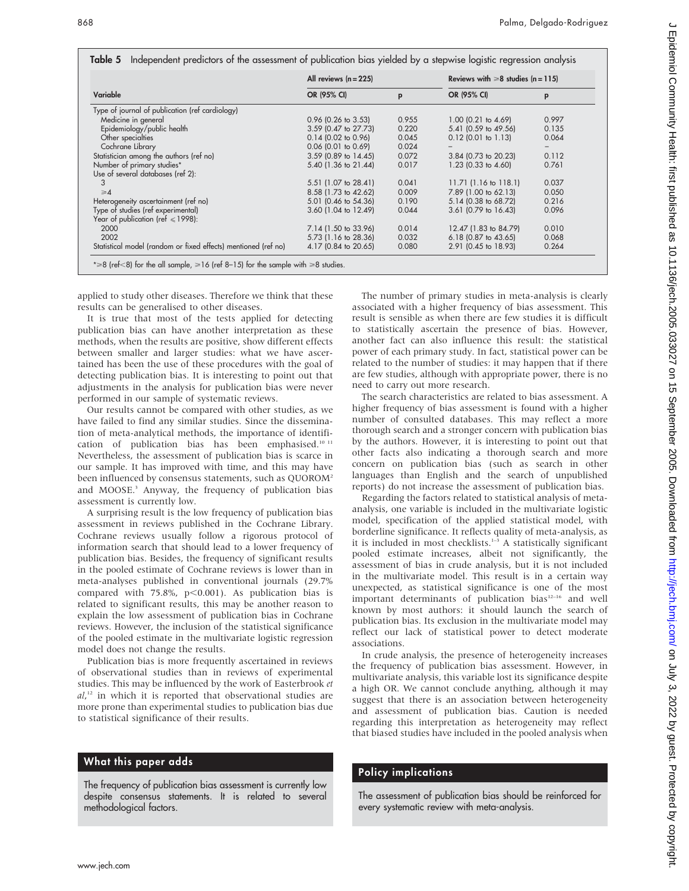**Table 5** Independent predictors of the assessment of publication bias yielded by a stepwise logistic regression analysis

| Variable | All reviews (n = 225) | | Reviews with ⩾8 studies (n = 115) | |
|---|---|---|---|---|
| | OR (95% CI) | p | OR (95% CI) | p |
| Type of journal of publication (ref cardiology) | | | | |
| Medicine in general | 0.96 (0.26 to 3.53) | 0.955 | 1.00 (0.21 to 4.69) | 0.997 |
| Epidemiology/public health | 3.59 (0.47 to 27.73) | 0.220 | 5.41 (0.59 to 49.56) | 0.135 |
| Other specialties | 0.14 (0.02 to 0.96) | 0.045 | 0.12 (0.01 to 1.13) | 0.064 |
| Cochrane Library | 0.06 (0.01 to 0.69) | 0.024 | – | – |
| Statistician among the authors (ref no) | 3.59 (0.89 to 14.45) | 0.072 | 3.84 (0.73 to 20.23) | 0.112 |
| Number of primary studies* | 5.40 (1.36 to 21.44) | 0.017 | 1.23 (0.33 to 4.60) | 0.761 |
| Use of several databases (ref 2): | | | | |
| 3 | 5.51 (1.07 to 28.41) | 0.041 | 11.71 (1.16 to 118.1) | 0.037 |
| ⩾4 | 8.58 (1.73 to 42.62) | 0.009 | 7.89 (1.00 to 62.13) | 0.050 |
| Heterogeneity ascertainment (ref no) | 5.01 (0.46 to 54.36) | 0.190 | 5.14 (0.38 to 68.72) | 0.216 |
| Type of studies (ref experimental) | 3.60 (1.04 to 12.49) | 0.044 | 3.61 (0.79 to 16.43) | 0.096 |
| Year of publication (ref ⩽1998): | | | | |
| 2000 | 7.14 (1.50 to 33.96) | 0.014 | 12.47 (1.83 to 84.79) | 0.010 |
| 2002 | 5.73 (1.16 to 28.36) | 0.032 | 6.18 (0.87 to 43.65) | 0.068 |
| Statistical model (random or fixed effects) mentioned (ref no) | 4.17 (0.84 to 20.65) | 0.080 | 2.91 (0.45 to 18.93) | 0.264 |

*⩾8 (ref<8) for the all sample, ⩾16 (ref 8–15) for the sample with ⩾8 studies.

applied to study other diseases. Therefore we think that these results can be generalised to other diseases.

It is true that most of the tests applied for detecting publication bias can have another interpretation as these methods, when the results are positive, show different effects between smaller and larger studies: what we have ascertained has been the use of these procedures with the goal of detecting publication bias. It is interesting to point out that adjustments in the analysis for publication bias were never performed in our sample of systematic reviews.

Our results cannot be compared with other studies, as we have failed to find any similar studies. Since the dissemination of meta-analytical methods, the importance of identification of publication bias has been emphasised.[10 11] Nevertheless, the assessment of publication bias is scarce in our sample. It has improved with time, and this may have been influenced by consensus statements, such as QUOROM[2] and MOOSE.[3] Anyway, the frequency of publication bias assessment is currently low.

A surprising result is the low frequency of publication bias assessment in reviews published in the Cochrane Library. Cochrane reviews usually follow a rigorous protocol of information search that should lead to a lower frequency of publication bias. Besides, the frequency of significant results in the pooled estimate of Cochrane reviews is lower than in meta-analyses published in conventional journals (29.7% compared with 75.8%, $p<0.001$). As publication bias is related to significant results, this may be another reason to explain the low assessment of publication bias in Cochrane reviews. However, the inclusion of the statistical significance of the pooled estimate in the multivariate logistic regression model does not change the results.

Publication bias is more frequently ascertained in reviews of observational studies than in reviews of experimental studies. This may be influenced by the work of Easterbrook *et al*,[12] in which it is reported that observational studies are more prone than experimental studies to publication bias due to statistical significance of their results.

The number of primary studies in meta-analysis is clearly associated with a higher frequency of bias assessment. This result is sensible as when there are few studies it is difficult to statistically ascertain the presence of bias. However, another fact can also influence this result: the statistical power of each primary study. In fact, statistical power can be related to the number of studies: it may happen that if there are few studies, although with appropriate power, there is no need to carry out more research.

The search characteristics are related to bias assessment. A higher frequency of bias assessment is found with a higher number of consulted databases. This may reflect a more thorough search and a stronger concern with publication bias by the authors. However, it is interesting to point out that other facts also indicating a thorough search and more concern on publication bias (such as search in other languages than English and the search of unpublished reports) do not increase the assessment of publication bias.

Regarding the factors related to statistical analysis of meta-analysis, one variable is included in the multivariate logistic model, specification of the applied statistical model, with borderline significance. It reflects quality of meta-analysis, as it is included in most checklists.[1–3] A statistically significant pooled estimate increases, albeit not significantly, the assessment of bias in crude analysis, but it is not included in the multivariate model. This result is in a certain way unexpected, as statistical significance is one of the most important determinants of publication bias[12–16] and well known by most authors: it should launch the search of publication bias. Its exclusion in the multivariate model may reflect our lack of statistical power to detect moderate associations.

In crude analysis, the presence of heterogeneity increases the frequency of publication bias assessment. However, in multivariate analysis, this variable lost its significance despite a high OR. We cannot conclude anything, although it may suggest that there is an association between heterogeneity and assessment of publication bias. Caution is needed regarding this interpretation as heterogeneity may reflect that biased studies have included in the pooled analysis when

### What this paper adds

The frequency of publication bias assessment is currently low despite consensus statements. It is related to several methodological factors.

### Policy implications

The assessment of publication bias should be reinforced for every systematic review with meta-analysis.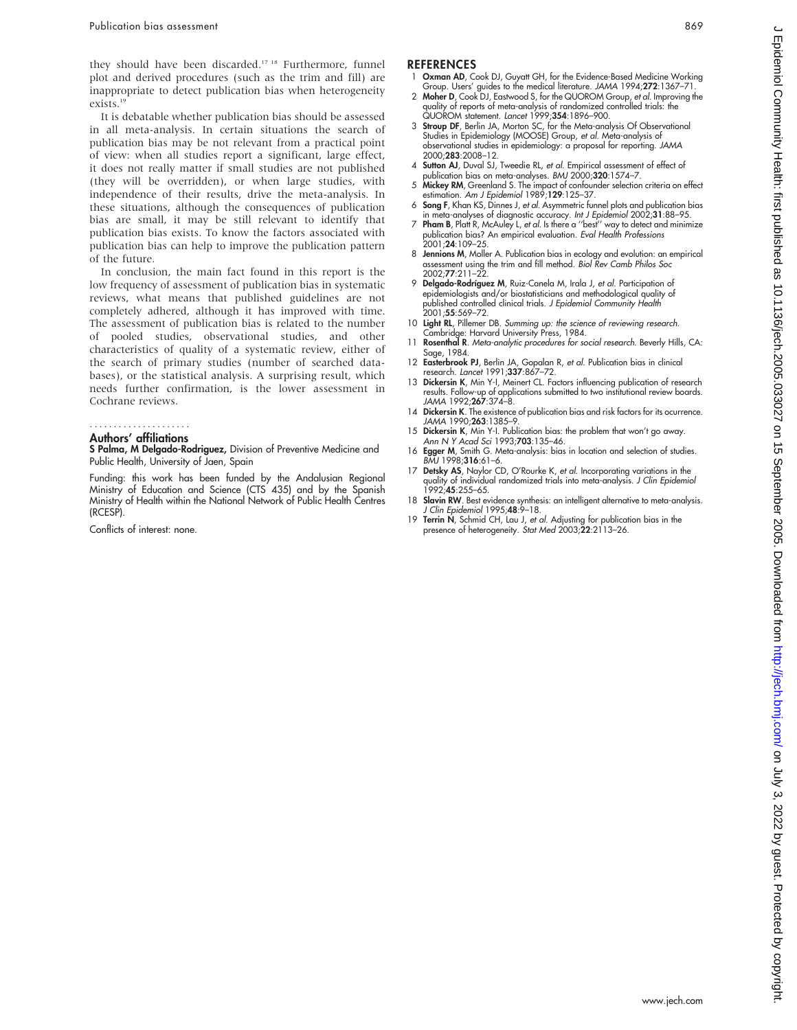they should have been discarded.[17 18] Furthermore, funnel plot and derived procedures (such as the trim and fill) are inappropriate to detect publication bias when heterogeneity exists.[19]

It is debatable whether publication bias should be assessed in all meta-analysis. In certain situations the search of publication bias may be not relevant from a practical point of view: when all studies report a significant, large effect, it does not really matter if small studies are not published (they will be overridden), or when large studies, with independence of their results, drive the meta-analysis. In these situations, although the consequences of publication bias are small, it may be still relevant to identify that publication bias exists. To know the factors associated with publication bias can help to improve the publication pattern of the future.

In conclusion, the main fact found in this report is the low frequency of assessment of publication bias in systematic reviews, what means that published guidelines are not completely adhered, although it has improved with time. The assessment of publication bias is related to the number of pooled studies, observational studies, and other characteristics of quality of a systematic review, either of the search of primary studies (number of searched databases), or the statistical analysis. A surprising result, which needs further confirmation, is the lower assessment in Cochrane reviews.

### Authors' affiliations

**S Palma, M Delgado-Rodriguez,** Division of Preventive Medicine and Public Health, University of Jaen, Spain

Funding: this work has been funded by the Andalusian Regional Ministry of Education and Science (CTS 435) and by the Spanish Ministry of Health within the National Network of Public Health Centres (RCESP).

Conflicts of interest: none.

## REFERENCES

1. **Oxman AD**, Cook DJ, Guyatt GH, for the Evidence-Based Medicine Working Group. Users' guides to the medical literature. *JAMA* 1994;**272**:1367–71.
2. **Moher D**, Cook DJ, Eastwood S, for the QUOROM Group, *et al*. Improving the quality of reports of meta-analysis of randomized controlled trials: the QUOROM statement. *Lancet* 1999;**354**:1896–900.
3. **Stroup DF**, Berlin JA, Morton SC, for the Meta-analysis Of Observational Studies in Epidemiology (MOOSE) Group, *et al*. Meta-analysis of observational studies in epidemiology: a proposal for reporting. *JAMA* 2000;**283**:2008–12.
4. **Sutton AJ**, Duval SJ, Tweedie RL, *et al*. Empirical assessment of effect of publication bias on meta-analyses. *BMJ* 2000;**320**:1574–7.
5. **Mickey RM**, Greenland S. The impact of confounder selection criteria on effect estimation. *Am J Epidemiol* 1989;**129**:125–37.
6. **Song F**, Khan KS, Dinnes J, *et al*. Asymmetric funnel plots and publication bias in meta-analyses of diagnostic accuracy. *Int J Epidemiol* 2002;**31**:88–95.
7. **Pham B**, Platt R, McAuley L, *et al*. Is there a ''best'' way to detect and minimize publication bias? An empirical evaluation. *Eval Health Professions* 2001;**24**:109–25.
8. **Jennions M**, Moller A. Publication bias in ecology and evolution: an empirical assessment using the trim and fill method. *Biol Rev Camb Philos Soc* 2002;**77**:211–22.
9. **Delgado-Rodríguez M**, Ruiz-Canela M, Irala J, *et al*. Participation of epidemiologists and/or biostatisticians and methodological quality of published controlled clinical trials. *J Epidemiol Community Health* 2001;**55**:569–72.
10. **Light RL**, Pillemer DB. *Summing up: the science of reviewing research*. Cambridge: Harvard University Press, 1984.
11. **Rosenthal R**. *Meta-analytic procedures for social research*. Beverly Hills, CA: Sage, 1984.
12. **Easterbrook PJ**, Berlin JA, Gopalan R, *et al*. Publication bias in clinical research. *Lancet* 1991;**337**:867–72.
13. **Dickersin K**, Min Y-I, Meinert CL. Factors influencing publication of research results. Follow-up of applications submitted to two institutional review boards. *JAMA* 1992;**267**:374–8.
14. **Dickersin K**. The existence of publication bias and risk factors for its ocurrence. *JAMA* 1990;**263**:1385–9.
15. **Dickersin K**, Min Y-I. Publication bias: the problem that won't go away. *Ann N Y Acad Sci* 1993;**703**:135–46.
16. **Egger M**, Smith G. Meta-analysis: bias in location and selection of studies. *BMJ* 1998;**316**:61–6.
17. **Detsky AS**, Naylor CD, O'Rourke K, *et al*. Incorporating variations in the quality of individual randomized trials into meta-analysis. *J Clin Epidemiol* 1992;**45**:255–65.
18. **Slavin RW**. Best evidence synthesis: an intelligent alternative to meta-analysis. *J Clin Epidemiol* 1995;**48**:9–18.
19. **Terrin N**, Schmid CH, Lau J, *et al*. Adjusting for publication bias in the presence of heterogeneity. *Stat Med* 2003;**22**:2113–26.